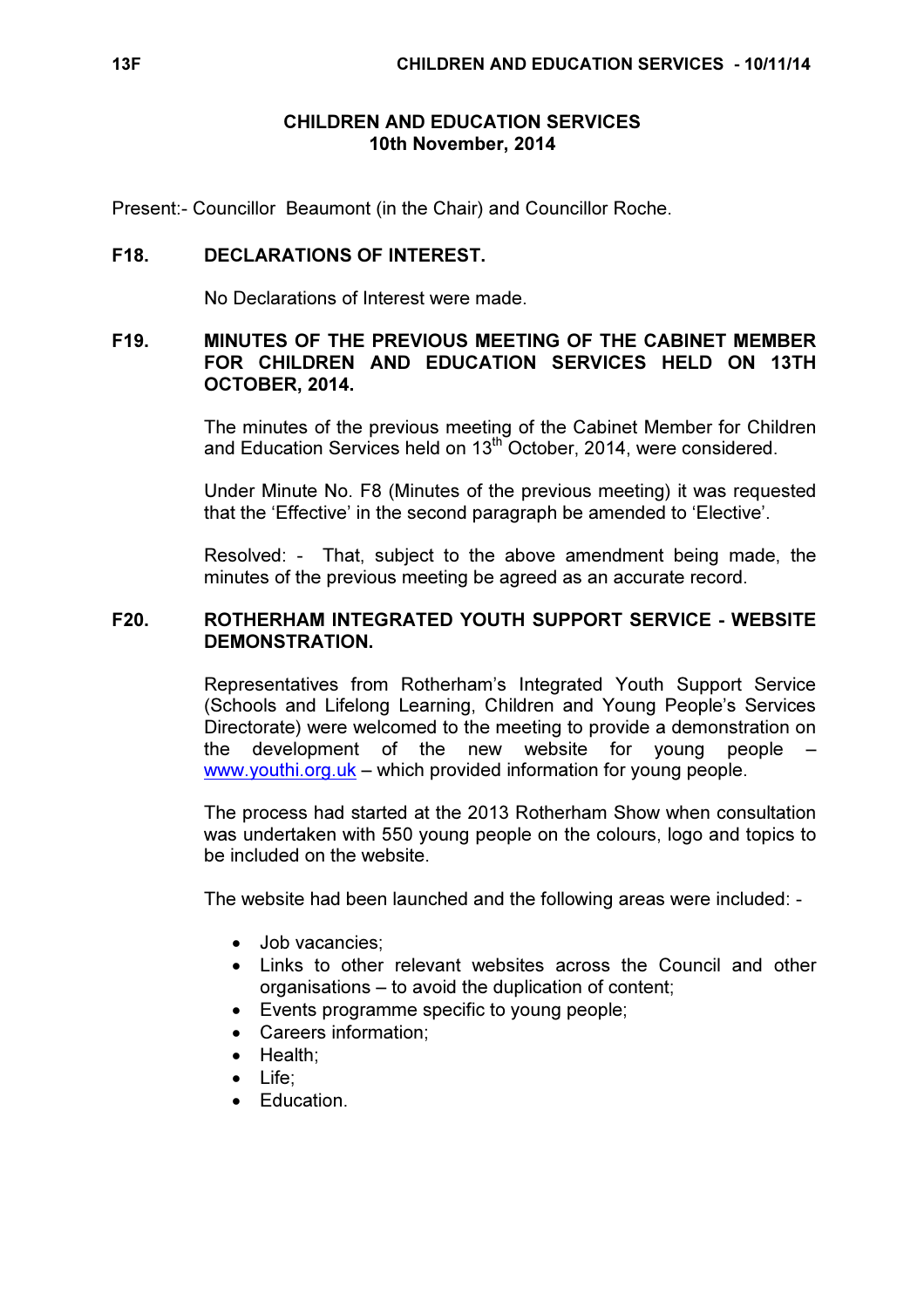# CHILDREN AND EDUCATION SERVICES
## 10th November, 2014

Present:- Councillor Beaumont (in the Chair) and Councillor Roche.

**F18. DECLARATIONS OF INTEREST.**

No Declarations of Interest were made.

**F19. MINUTES OF THE PREVIOUS MEETING OF THE CABINET MEMBER FOR CHILDREN AND EDUCATION SERVICES HELD ON 13TH OCTOBER, 2014.**

The minutes of the previous meeting of the Cabinet Member for Children and Education Services held on 13th October, 2014, were considered.

Under Minute No. F8 (Minutes of the previous meeting) it was requested that the 'Effective' in the second paragraph be amended to 'Elective'.

Resolved: - That, subject to the above amendment being made, the minutes of the previous meeting be agreed as an accurate record.

**F20. ROTHERHAM INTEGRATED YOUTH SUPPORT SERVICE - WEBSITE DEMONSTRATION.**

Representatives from Rotherham's Integrated Youth Support Service (Schools and Lifelong Learning, Children and Young People's Services Directorate) were welcomed to the meeting to provide a demonstration on the development of the new website for young people – www.youthi.org.uk – which provided information for young people.

The process had started at the 2013 Rotherham Show when consultation was undertaken with 550 young people on the colours, logo and topics to be included on the website.

The website had been launched and the following areas were included: -

- Job vacancies;
- Links to other relevant websites across the Council and other organisations – to avoid the duplication of content;
- Events programme specific to young people;
- Careers information;
- Health;
- Life;
- Education.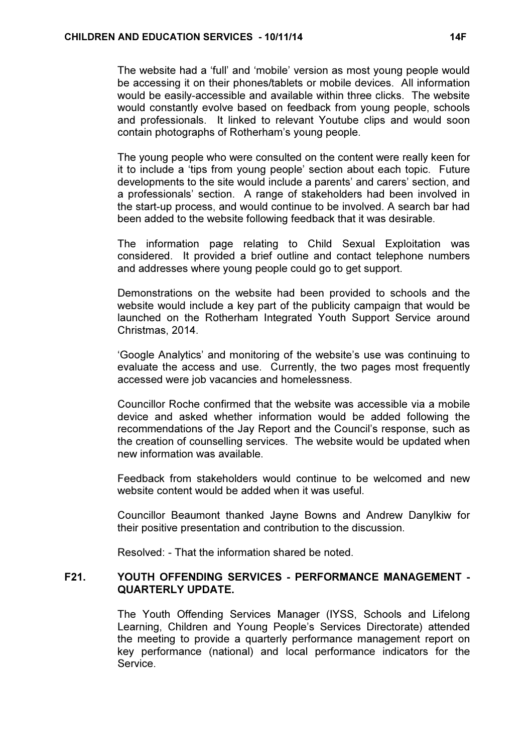The website had a 'full' and 'mobile' version as most young people would be accessing it on their phones/tablets or mobile devices. All information would be easily-accessible and available within three clicks. The website would constantly evolve based on feedback from young people, schools and professionals. It linked to relevant Youtube clips and would soon contain photographs of Rotherham's young people.

The young people who were consulted on the content were really keen for it to include a 'tips from young people' section about each topic. Future developments to the site would include a parents' and carers' section, and a professionals' section. A range of stakeholders had been involved in the start-up process, and would continue to be involved. A search bar had been added to the website following feedback that it was desirable.

The information page relating to Child Sexual Exploitation was considered. It provided a brief outline and contact telephone numbers and addresses where young people could go to get support.

Demonstrations on the website had been provided to schools and the website would include a key part of the publicity campaign that would be launched on the Rotherham Integrated Youth Support Service around Christmas, 2014.

'Google Analytics' and monitoring of the website's use was continuing to evaluate the access and use. Currently, the two pages most frequently accessed were job vacancies and homelessness.

Councillor Roche confirmed that the website was accessible via a mobile device and asked whether information would be added following the recommendations of the Jay Report and the Council's response, such as the creation of counselling services. The website would be updated when new information was available.

Feedback from stakeholders would continue to be welcomed and new website content would be added when it was useful.

Councillor Beaumont thanked Jayne Bowns and Andrew Danylkiw for their positive presentation and contribution to the discussion.

Resolved: - That the information shared be noted.

## F21. YOUTH OFFENDING SERVICES - PERFORMANCE MANAGEMENT - QUARTERLY UPDATE.

The Youth Offending Services Manager (IYSS, Schools and Lifelong Learning, Children and Young People's Services Directorate) attended the meeting to provide a quarterly performance management report on key performance (national) and local performance indicators for the Service.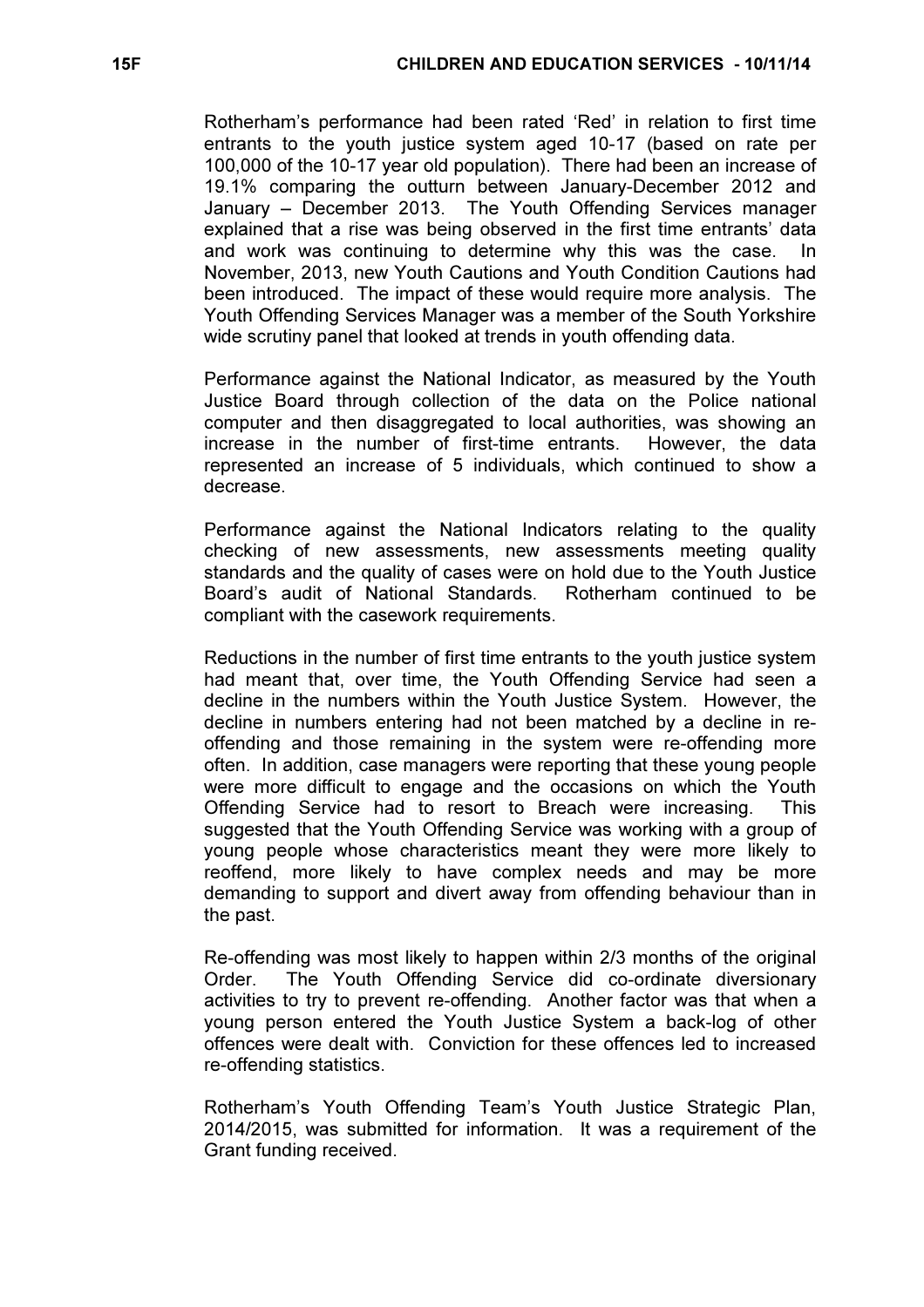Rotherham's performance had been rated 'Red' in relation to first time entrants to the youth justice system aged 10-17 (based on rate per 100,000 of the 10-17 year old population). There had been an increase of 19.1% comparing the outturn between January-December 2012 and January – December 2013. The Youth Offending Services manager explained that a rise was being observed in the first time entrants' data and work was continuing to determine why this was the case. In November, 2013, new Youth Cautions and Youth Condition Cautions had been introduced. The impact of these would require more analysis. The Youth Offending Services Manager was a member of the South Yorkshire wide scrutiny panel that looked at trends in youth offending data.

Performance against the National Indicator, as measured by the Youth Justice Board through collection of the data on the Police national computer and then disaggregated to local authorities, was showing an increase in the number of first-time entrants. However, the data represented an increase of 5 individuals, which continued to show a decrease.

Performance against the National Indicators relating to the quality checking of new assessments, new assessments meeting quality standards and the quality of cases were on hold due to the Youth Justice Board's audit of National Standards. Rotherham continued to be compliant with the casework requirements.

Reductions in the number of first time entrants to the youth justice system had meant that, over time, the Youth Offending Service had seen a decline in the numbers within the Youth Justice System. However, the decline in numbers entering had not been matched by a decline in re-offending and those remaining in the system were re-offending more often. In addition, case managers were reporting that these young people were more difficult to engage and the occasions on which the Youth Offending Service had to resort to Breach were increasing. This suggested that the Youth Offending Service was working with a group of young people whose characteristics meant they were more likely to reoffend, more likely to have complex needs and may be more demanding to support and divert away from offending behaviour than in the past.

Re-offending was most likely to happen within 2/3 months of the original Order. The Youth Offending Service did co-ordinate diversionary activities to try to prevent re-offending. Another factor was that when a young person entered the Youth Justice System a back-log of other offences were dealt with. Conviction for these offences led to increased re-offending statistics.

Rotherham's Youth Offending Team's Youth Justice Strategic Plan, 2014/2015, was submitted for information. It was a requirement of the Grant funding received.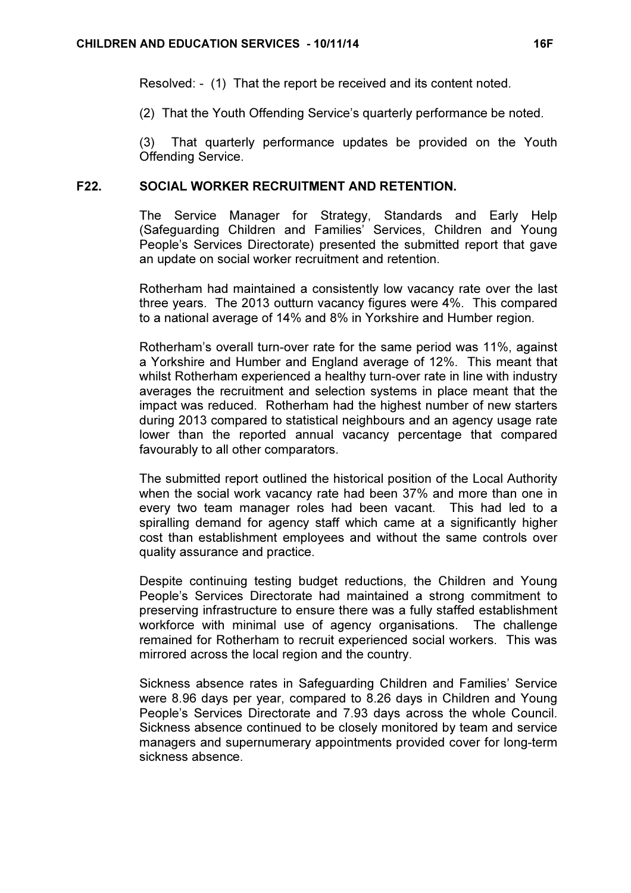Resolved: - (1) That the report be received and its content noted.

(2) That the Youth Offending Service's quarterly performance be noted.

(3) That quarterly performance updates be provided on the Youth Offending Service.

## F22. SOCIAL WORKER RECRUITMENT AND RETENTION.

The Service Manager for Strategy, Standards and Early Help (Safeguarding Children and Families' Services, Children and Young People's Services Directorate) presented the submitted report that gave an update on social worker recruitment and retention.

Rotherham had maintained a consistently low vacancy rate over the last three years. The 2013 outturn vacancy figures were 4%. This compared to a national average of 14% and 8% in Yorkshire and Humber region.

Rotherham's overall turn-over rate for the same period was 11%, against a Yorkshire and Humber and England average of 12%. This meant that whilst Rotherham experienced a healthy turn-over rate in line with industry averages the recruitment and selection systems in place meant that the impact was reduced. Rotherham had the highest number of new starters during 2013 compared to statistical neighbours and an agency usage rate lower than the reported annual vacancy percentage that compared favourably to all other comparators.

The submitted report outlined the historical position of the Local Authority when the social work vacancy rate had been 37% and more than one in every two team manager roles had been vacant. This had led to a spiralling demand for agency staff which came at a significantly higher cost than establishment employees and without the same controls over quality assurance and practice.

Despite continuing testing budget reductions, the Children and Young People's Services Directorate had maintained a strong commitment to preserving infrastructure to ensure there was a fully staffed establishment workforce with minimal use of agency organisations. The challenge remained for Rotherham to recruit experienced social workers. This was mirrored across the local region and the country.

Sickness absence rates in Safeguarding Children and Families' Service were 8.96 days per year, compared to 8.26 days in Children and Young People's Services Directorate and 7.93 days across the whole Council. Sickness absence continued to be closely monitored by team and service managers and supernumerary appointments provided cover for long-term sickness absence.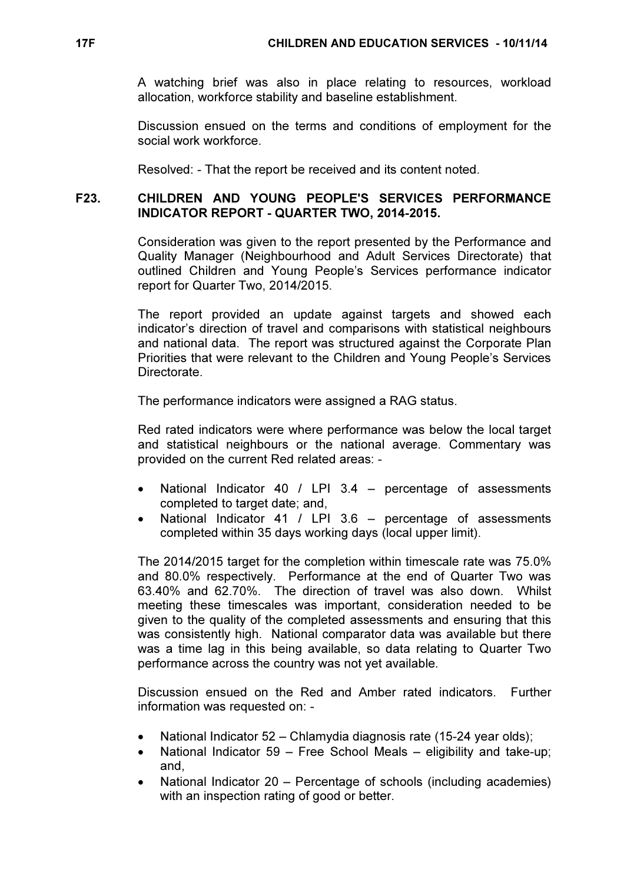A watching brief was also in place relating to resources, workload allocation, workforce stability and baseline establishment.

Discussion ensued on the terms and conditions of employment for the social work workforce.

Resolved: - That the report be received and its content noted.

## F23. CHILDREN AND YOUNG PEOPLE'S SERVICES PERFORMANCE INDICATOR REPORT - QUARTER TWO, 2014-2015.

Consideration was given to the report presented by the Performance and Quality Manager (Neighbourhood and Adult Services Directorate) that outlined Children and Young People's Services performance indicator report for Quarter Two, 2014/2015.

The report provided an update against targets and showed each indicator's direction of travel and comparisons with statistical neighbours and national data. The report was structured against the Corporate Plan Priorities that were relevant to the Children and Young People's Services Directorate.

The performance indicators were assigned a RAG status.

Red rated indicators were where performance was below the local target and statistical neighbours or the national average. Commentary was provided on the current Red related areas: -

- National Indicator 40 / LPI 3.4 – percentage of assessments completed to target date; and,
- National Indicator 41 / LPI 3.6 – percentage of assessments completed within 35 days working days (local upper limit).

The 2014/2015 target for the completion within timescale rate was 75.0% and 80.0% respectively. Performance at the end of Quarter Two was 63.40% and 62.70%. The direction of travel was also down. Whilst meeting these timescales was important, consideration needed to be given to the quality of the completed assessments and ensuring that this was consistently high. National comparator data was available but there was a time lag in this being available, so data relating to Quarter Two performance across the country was not yet available.

Discussion ensued on the Red and Amber rated indicators. Further information was requested on: -

- National Indicator 52 – Chlamydia diagnosis rate (15-24 year olds);
- National Indicator 59 – Free School Meals – eligibility and take-up; and,
- National Indicator 20 – Percentage of schools (including academies) with an inspection rating of good or better.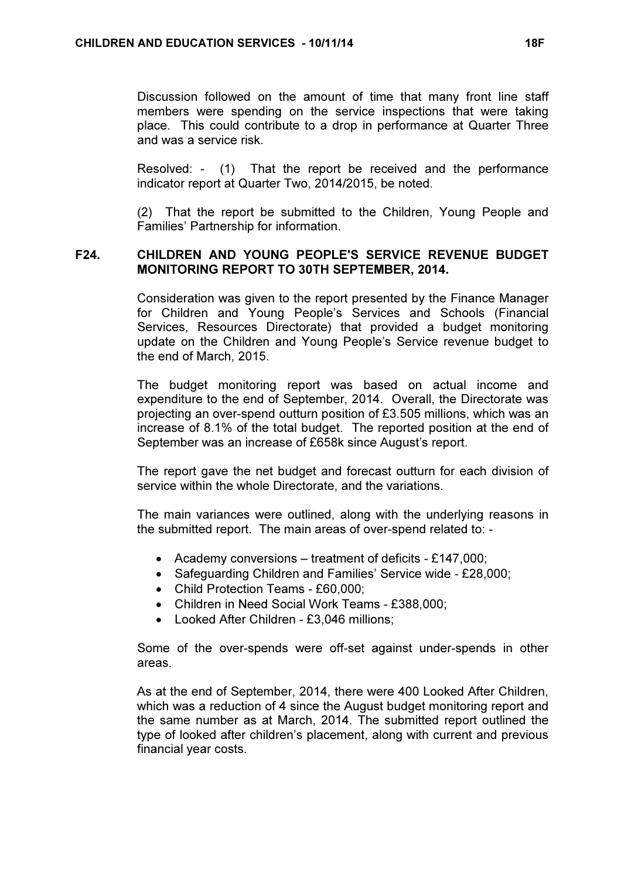Discussion followed on the amount of time that many front line staff members were spending on the service inspections that were taking place. This could contribute to a drop in performance at Quarter Three and was a service risk.

Resolved: - (1) That the report be received and the performance indicator report at Quarter Two, 2014/2015, be noted.

(2) That the report be submitted to the Children, Young People and Families' Partnership for information.

## F24. CHILDREN AND YOUNG PEOPLE'S SERVICE REVENUE BUDGET MONITORING REPORT TO 30TH SEPTEMBER, 2014.

Consideration was given to the report presented by the Finance Manager for Children and Young People's Services and Schools (Financial Services, Resources Directorate) that provided a budget monitoring update on the Children and Young People's Service revenue budget to the end of March, 2015.

The budget monitoring report was based on actual income and expenditure to the end of September, 2014. Overall, the Directorate was projecting an over-spend outturn position of £3.505 millions, which was an increase of 8.1% of the total budget. The reported position at the end of September was an increase of £658k since August's report.

The report gave the net budget and forecast outturn for each division of service within the whole Directorate, and the variations.

The main variances were outlined, along with the underlying reasons in the submitted report. The main areas of over-spend related to: -

- Academy conversions – treatment of deficits - £147,000;
- Safeguarding Children and Families' Service wide - £28,000;
- Child Protection Teams - £60,000;
- Children in Need Social Work Teams - £388,000;
- Looked After Children - £3,046 millions;

Some of the over-spends were off-set against under-spends in other areas.

As at the end of September, 2014, there were 400 Looked After Children, which was a reduction of 4 since the August budget monitoring report and the same number as at March, 2014. The submitted report outlined the type of looked after children's placement, along with current and previous financial year costs.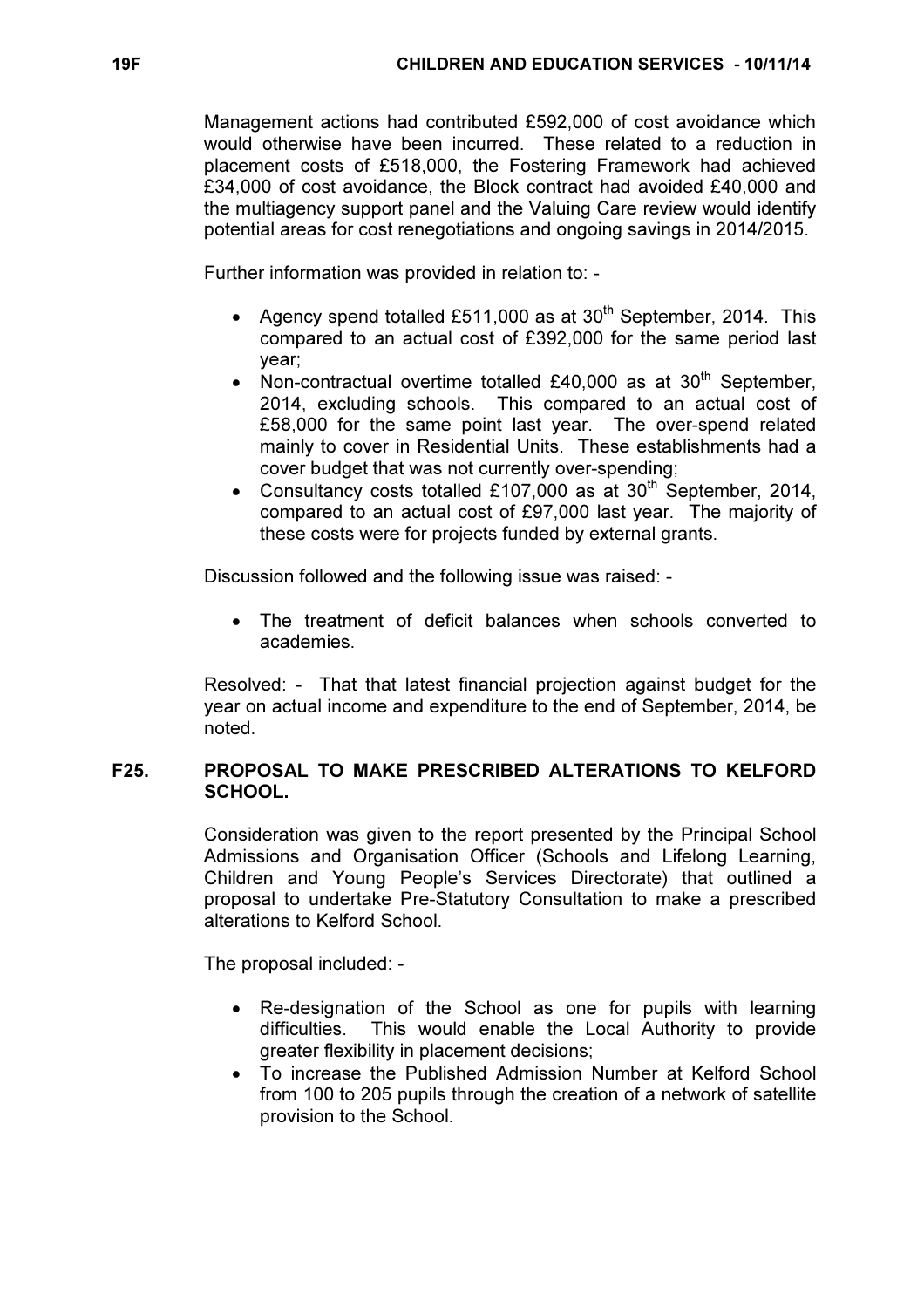Management actions had contributed £592,000 of cost avoidance which would otherwise have been incurred. These related to a reduction in placement costs of £518,000, the Fostering Framework had achieved £34,000 of cost avoidance, the Block contract had avoided £40,000 and the multiagency support panel and the Valuing Care review would identify potential areas for cost renegotiations and ongoing savings in 2014/2015.

Further information was provided in relation to: -

- Agency spend totalled £511,000 as at 30th September, 2014. This compared to an actual cost of £392,000 for the same period last year;
- Non-contractual overtime totalled £40,000 as at 30th September, 2014, excluding schools. This compared to an actual cost of £58,000 for the same point last year. The over-spend related mainly to cover in Residential Units. These establishments had a cover budget that was not currently over-spending;
- Consultancy costs totalled £107,000 as at 30th September, 2014, compared to an actual cost of £97,000 last year. The majority of these costs were for projects funded by external grants.

Discussion followed and the following issue was raised: -

- The treatment of deficit balances when schools converted to academies.

Resolved: - That that latest financial projection against budget for the year on actual income and expenditure to the end of September, 2014, be noted.

## F25. PROPOSAL TO MAKE PRESCRIBED ALTERATIONS TO KELFORD SCHOOL.

Consideration was given to the report presented by the Principal School Admissions and Organisation Officer (Schools and Lifelong Learning, Children and Young People's Services Directorate) that outlined a proposal to undertake Pre-Statutory Consultation to make a prescribed alterations to Kelford School.

The proposal included: -

- Re-designation of the School as one for pupils with learning difficulties. This would enable the Local Authority to provide greater flexibility in placement decisions;
- To increase the Published Admission Number at Kelford School from 100 to 205 pupils through the creation of a network of satellite provision to the School.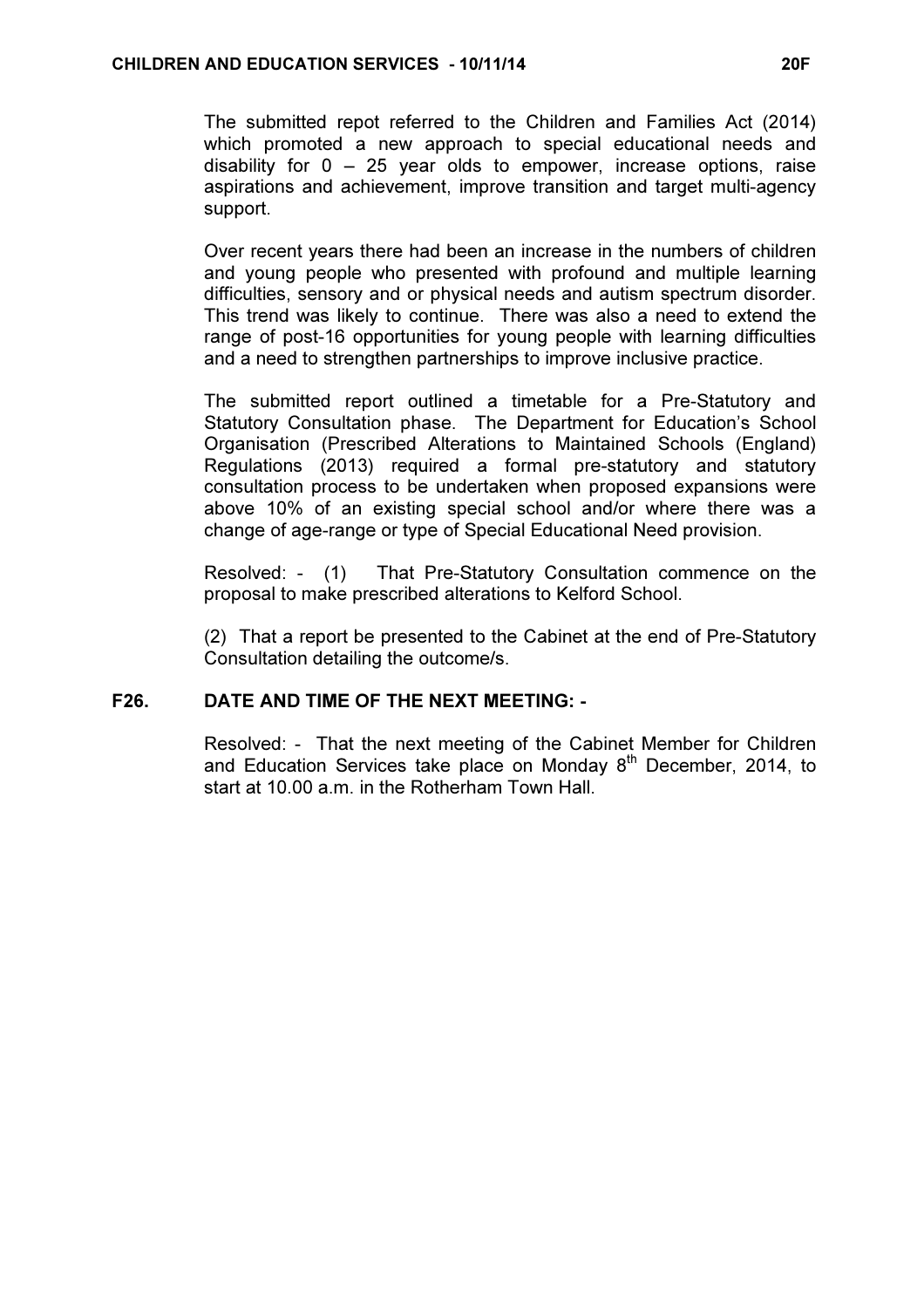The submitted repot referred to the Children and Families Act (2014) which promoted a new approach to special educational needs and disability for 0 – 25 year olds to empower, increase options, raise aspirations and achievement, improve transition and target multi-agency support.

Over recent years there had been an increase in the numbers of children and young people who presented with profound and multiple learning difficulties, sensory and or physical needs and autism spectrum disorder. This trend was likely to continue. There was also a need to extend the range of post-16 opportunities for young people with learning difficulties and a need to strengthen partnerships to improve inclusive practice.

The submitted report outlined a timetable for a Pre-Statutory and Statutory Consultation phase. The Department for Education's School Organisation (Prescribed Alterations to Maintained Schools (England) Regulations (2013) required a formal pre-statutory and statutory consultation process to be undertaken when proposed expansions were above 10% of an existing special school and/or where there was a change of age-range or type of Special Educational Need provision.

Resolved: - (1) That Pre-Statutory Consultation commence on the proposal to make prescribed alterations to Kelford School.

(2) That a report be presented to the Cabinet at the end of Pre-Statutory Consultation detailing the outcome/s.

## F26. DATE AND TIME OF THE NEXT MEETING: -

Resolved: - That the next meeting of the Cabinet Member for Children and Education Services take place on Monday 8th December, 2014, to start at 10.00 a.m. in the Rotherham Town Hall.